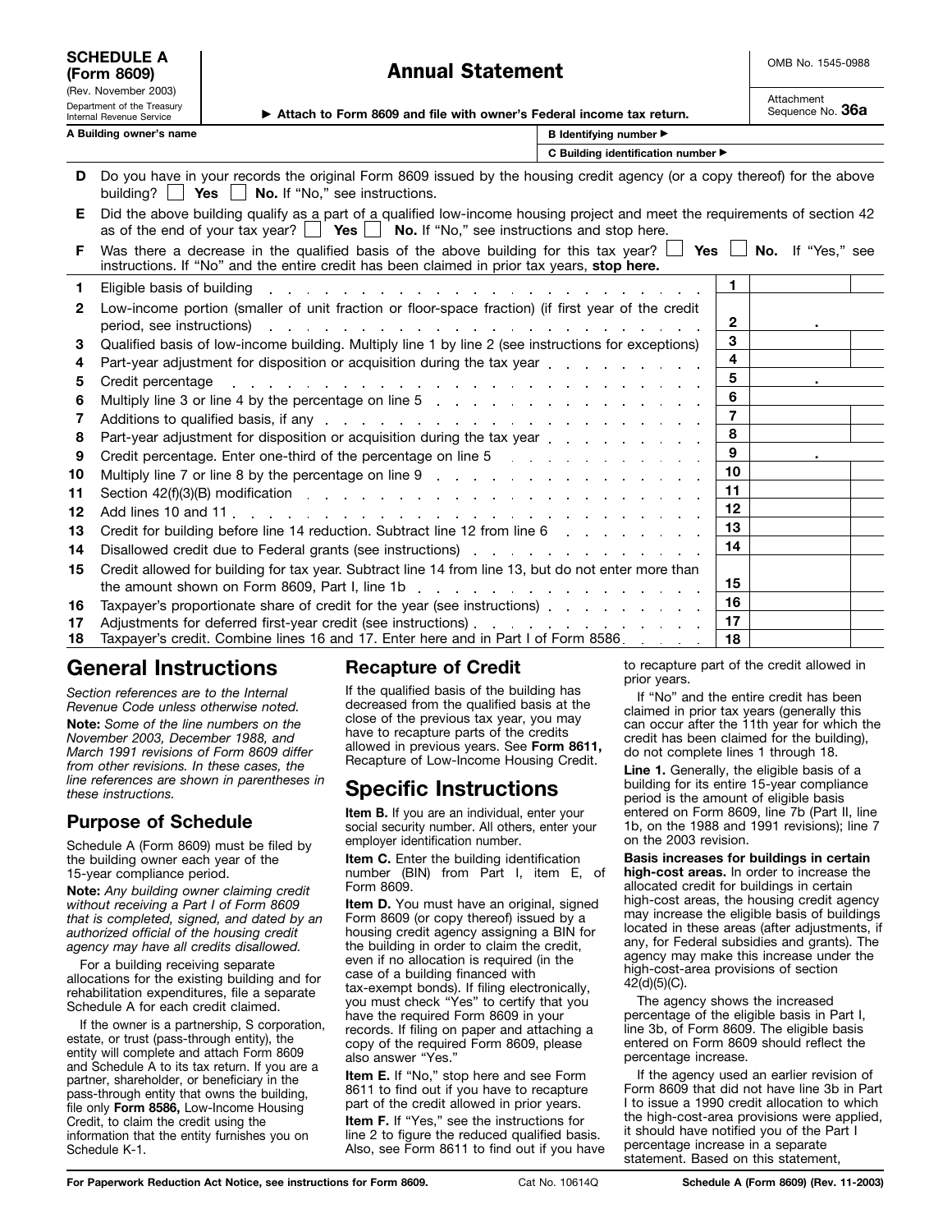**SCHEDULE A (Form 8609)**
(Rev. November 2003)
Department of the Treasury
Internal Revenue Service

# Annual Statement

▶ Attach to Form 8609 and file with owner's Federal income tax return.

OMB No. 1545-0988

Attachment Sequence No. **36a**

| A Building owner's name | B Identifying number ▶ |
|---|---|
| | C Building identification number ▶ |

**D** Do you have in your records the original Form 8609 issued by the housing credit agency (or a copy thereof) for the above building? ☐ **Yes** ☐ **No.** If "No," see instructions.

**E** Did the above building qualify as a part of a qualified low-income housing project and meet the requirements of section 42 as of the end of your tax year? ☐ **Yes** ☐ **No.** If "No," see instructions and stop here.

**F** Was there a decrease in the qualified basis of the above building for this tax year? ☐ **Yes** ☐ **No.** If "Yes," see instructions. If "No" and the entire credit has been claimed in prior tax years, **stop here.**

| | | | |
|---|---|---|---|
| 1 | Eligible basis of building | 1 | |
| 2 | Low-income portion (smaller of unit fraction or floor-space fraction) (if first year of the credit period, see instructions) | 2 | . |
| 3 | Qualified basis of low-income building. Multiply line 1 by line 2 (see instructions for exceptions) | 3 | |
| 4 | Part-year adjustment for disposition or acquisition during the tax year | 4 | |
| 5 | Credit percentage | 5 | . |
| 6 | Multiply line 3 or line 4 by the percentage on line 5 | 6 | |
| 7 | Additions to qualified basis, if any | 7 | |
| 8 | Part-year adjustment for disposition or acquisition during the tax year | 8 | |
| 9 | Credit percentage. Enter one-third of the percentage on line 5 | 9 | . |
| 10 | Multiply line 7 or line 8 by the percentage on line 9 | 10 | |
| 11 | Section 42(f)(3)(B) modification | 11 | |
| 12 | Add lines 10 and 11 | 12 | |
| 13 | Credit for building before line 14 reduction. Subtract line 12 from line 6 | 13 | |
| 14 | Disallowed credit due to Federal grants (see instructions) | 14 | |
| 15 | Credit allowed for building for tax year. Subtract line 14 from line 13, but do not enter more than the amount shown on Form 8609, Part I, line 1b | 15 | |
| 16 | Taxpayer's proportionate share of credit for the year (see instructions) | 16 | |
| 17 | Adjustments for deferred first-year credit (see instructions) | 17 | |
| 18 | Taxpayer's credit. Combine lines 16 and 17. Enter here and in Part I of Form 8586 | 18 | |

# General Instructions

*Section references are to the Internal Revenue Code unless otherwise noted.*

**Note:** *Some of the line numbers on the November 2003, December 1988, and March 1991 revisions of Form 8609 differ from other revisions. In these cases, the line references are shown in parentheses in these instructions.*

## Purpose of Schedule

Schedule A (Form 8609) must be filed by the building owner each year of the 15-year compliance period.

**Note:** *Any building owner claiming credit without receiving a Part I of Form 8609 that is completed, signed, and dated by an authorized official of the housing credit agency may have all credits disallowed.*

For a building receiving separate allocations for the existing building and for rehabilitation expenditures, file a separate Schedule A for each credit claimed.

If the owner is a partnership, S corporation, estate, or trust (pass-through entity), the entity will complete and attach Form 8609 and Schedule A to its tax return. If you are a partner, shareholder, or beneficiary in the pass-through entity that owns the building, file only **Form 8586,** Low-Income Housing Credit, to claim the credit using the information that the entity furnishes you on Schedule K-1.

## Recapture of Credit

If the qualified basis of the building has decreased from the qualified basis at the close of the previous tax year, you may have to recapture parts of the credits allowed in previous years. See **Form 8611,** Recapture of Low-Income Housing Credit.

# Specific Instructions

**Item B.** If you are an individual, enter your social security number. All others, enter your employer identification number.

**Item C.** Enter the building identification number (BIN) from Part I, item E, of Form 8609.

**Item D.** You must have an original, signed Form 8609 (or copy thereof) issued by a housing credit agency assigning a BIN for the building in order to claim the credit, even if no allocation is required (in the case of a building financed with tax-exempt bonds). If filing electronically, you must check "Yes" to certify that you have the required Form 8609 in your records. If filing on paper and attaching a copy of the required Form 8609, please also answer "Yes."

**Item E.** If "No," stop here and see Form 8611 to find out if you have to recapture part of the credit allowed in prior years.

**Item F.** If "Yes," see the instructions for line 2 to figure the reduced qualified basis. Also, see Form 8611 to find out if you have to recapture part of the credit allowed in prior years.

If "No" and the entire credit has been claimed in prior tax years (generally this can occur after the 11th year for which the credit has been claimed for the building), do not complete lines 1 through 18.

**Line 1.** Generally, the eligible basis of a building for its entire 15-year compliance period is the amount of eligible basis entered on Form 8609, line 7b (Part II, line 1b, on the 1988 and 1991 revisions); line 7 on the 2003 revision.

**Basis increases for buildings in certain high-cost areas.** In order to increase the allocated credit for buildings in certain high-cost areas, the housing credit agency may increase the eligible basis of buildings located in these areas (after adjustments, if any, for Federal subsidies and grants). The agency may make this increase under the high-cost-area provisions of section 42(d)(5)(C).

The agency shows the increased percentage of the eligible basis in Part I, line 3b, of Form 8609. The eligible basis entered on Form 8609 should reflect the percentage increase.

If the agency used an earlier revision of Form 8609 that did not have line 3b in Part I to issue a 1990 credit allocation to which the high-cost-area provisions were applied, it should have notified you of the Part I percentage increase in a separate statement. Based on this statement,

For Paperwork Reduction Act Notice, see instructions for Form 8609. Cat No. 10614Q Schedule A (Form 8609) (Rev. 11-2003)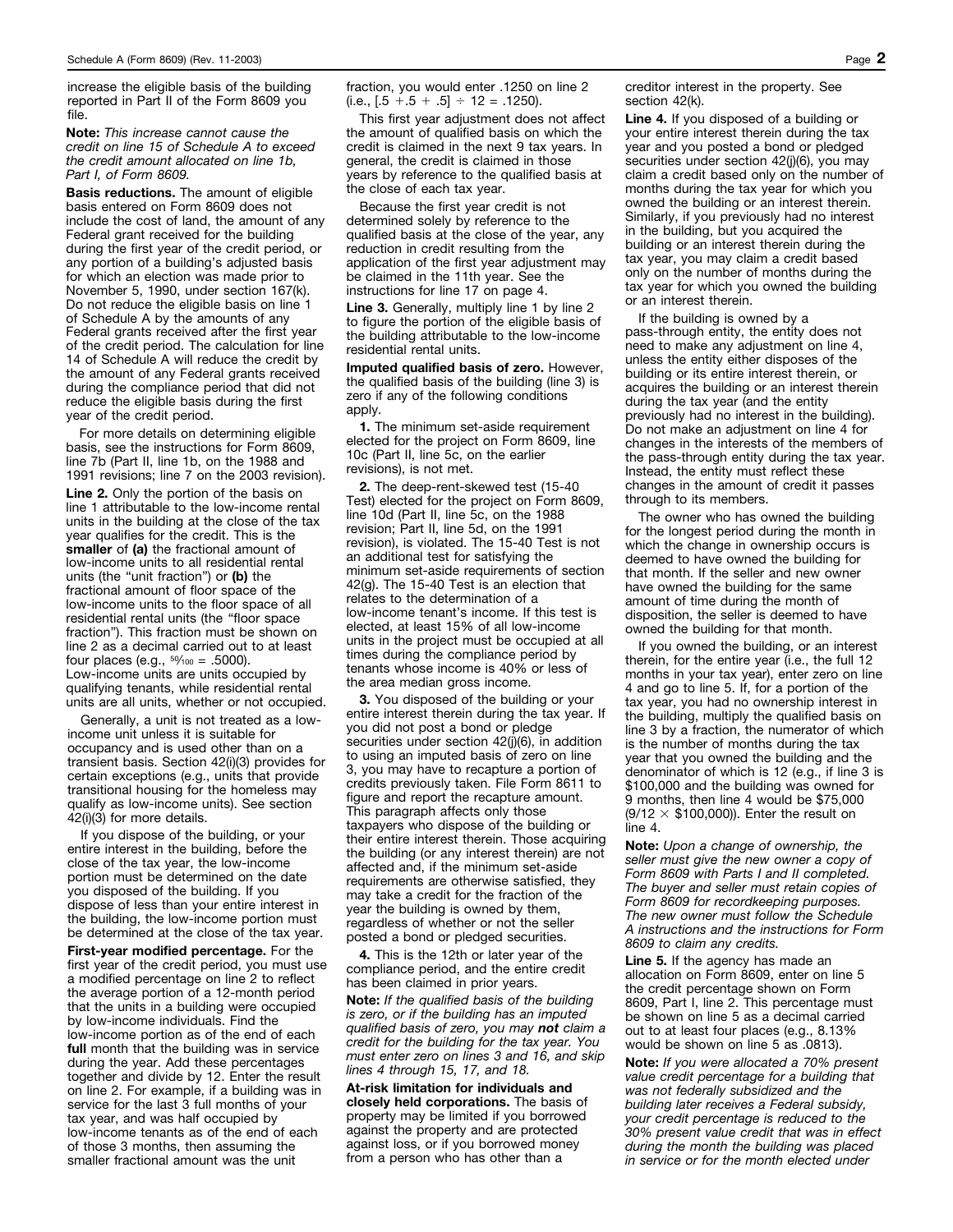increase the eligible basis of the building reported in Part II of the Form 8609 you file.

**Note:** *This increase cannot cause the credit on line 15 of Schedule A to exceed the credit amount allocated on line 1b, Part I, of Form 8609.*

**Basis reductions.** The amount of eligible basis entered on Form 8609 does not include the cost of land, the amount of any Federal grant received for the building during the first year of the credit period, or any portion of a building's adjusted basis for which an election was made prior to November 5, 1990, under section 167(k). Do not reduce the eligible basis on line 1 of Schedule A by the amounts of any Federal grants received after the first year of the credit period. The calculation for line 14 of Schedule A will reduce the credit by the amount of any Federal grants received during the compliance period that did not reduce the eligible basis during the first year of the credit period.

For more details on determining eligible basis, see the instructions for Form 8609, line 7b (Part II, line 1b, on the 1988 and 1991 revisions; line 7 on the 2003 revision).

**Line 2.** Only the portion of the basis on line 1 attributable to the low-income rental units in the building at the close of the tax year qualifies for the credit. This is the **smaller** of **(a)** the fractional amount of low-income units to all residential rental units (the "unit fraction") or **(b)** the fractional amount of floor space of the low-income units to the floor space of all residential rental units (the "floor space fraction"). This fraction must be shown on line 2 as a decimal carried out to at least four places (e.g., $^{50}/_{100}$ = .5000). Low-income units are units occupied by qualifying tenants, while residential rental units are all units, whether or not occupied.

Generally, a unit is not treated as a low-income unit unless it is suitable for occupancy and is used other than on a transient basis. Section 42(i)(3) provides for certain exceptions (e.g., units that provide transitional housing for the homeless may qualify as low-income units). See section 42(i)(3) for more details.

If you dispose of the building, or your entire interest in the building, before the close of the tax year, the low-income portion must be determined on the date you disposed of the building. If you dispose of less than your entire interest in the building, the low-income portion must be determined at the close of the tax year.

**First-year modified percentage.** For the first year of the credit period, you must use a modified percentage on line 2 to reflect the average portion of a 12-month period that the units in a building were occupied by low-income individuals. Find the low-income portion as of the end of each **full** month that the building was in service during the year. Add these percentages together and divide by 12. Enter the result on line 2. For example, if a building was in service for the last 3 full months of your tax year, and was half occupied by low-income tenants as of the end of each of those 3 months, then assuming the smaller fractional amount was the unit fraction, you would enter .1250 on line 2 (i.e., [.5 + .5 + .5] ÷ 12 = .1250).

This first year adjustment does not affect the amount of qualified basis on which the credit is claimed in the next 9 tax years. In general, the credit is claimed in those years by reference to the qualified basis at the close of each tax year.

Because the first year credit is not determined solely by reference to the qualified basis at the close of the year, any reduction in credit resulting from the application of the first year adjustment may be claimed in the 11th year. See the instructions for line 17 on page 4.

**Line 3.** Generally, multiply line 1 by line 2 to figure the portion of the eligible basis of the building attributable to the low-income residential rental units.

**Imputed qualified basis of zero.** However, the qualified basis of the building (line 3) is zero if any of the following conditions apply.

**1.** The minimum set-aside requirement elected for the project on Form 8609, line 10c (Part II, line 5c, on the earlier revisions), is not met.

**2.** The deep-rent-skewed test (15-40 Test) elected for the project on Form 8609, line 10d (Part II, line 5c, on the 1988 revision; Part II, line 5d, on the 1991 revision), is violated. The 15-40 Test is not an additional test for satisfying the minimum set-aside requirements of section 42(g). The 15-40 Test is an election that relates to the determination of a low-income tenant's income. If this test is elected, at least 15% of all low-income units in the project must be occupied at all times during the compliance period by tenants whose income is 40% or less of the area median gross income.

**3.** You disposed of the building or your entire interest therein during the tax year. If you did not post a bond or pledge securities under section 42(j)(6), in addition to using an imputed basis of zero on line 3, you may have to recapture a portion of credits previously taken. File Form 8611 to figure and report the recapture amount. This paragraph affects only those taxpayers who dispose of the building or their entire interest therein. Those acquiring the building (or any interest therein) are not affected and, if the minimum set-aside requirements are otherwise satisfied, they may take a credit for the fraction of the year the building is owned by them, regardless of whether or not the seller posted a bond or pledged securities.

**4.** This is the 12th or later year of the compliance period, and the entire credit has been claimed in prior years.

**Note:** *If the qualified basis of the building is zero, or if the building has an imputed qualified basis of zero, you may **not** claim a credit for the building for the tax year. You must enter zero on lines 3 and 16, and skip lines 4 through 15, 17, and 18.*

**At-risk limitation for individuals and closely held corporations.** The basis of property may be limited if you borrowed against the property and are protected against loss, or if you borrowed money from a person who has other than a creditor interest in the property. See section 42(k).

**Line 4.** If you disposed of a building or your entire interest therein during the tax year and you posted a bond or pledged securities under section 42(j)(6), you may claim a credit based only on the number of months during the tax year for which you owned the building or an interest therein. Similarly, if you previously had no interest in the building, but you acquired the building or an interest therein during the tax year, you may claim a credit based only on the number of months during the tax year for which you owned the building or an interest therein.

If the building is owned by a pass-through entity, the entity does not need to make any adjustment on line 4, unless the entity either disposes of the building or its entire interest therein, or acquires the building or an interest therein during the tax year (and the entity previously had no interest in the building). Do not make an adjustment on line 4 for changes in the interests of the members of the pass-through entity during the tax year. Instead, the entity must reflect these changes in the amount of credit it passes through to its members.

The owner who has owned the building for the longest period during the month in which the change in ownership occurs is deemed to have owned the building for that month. If the seller and new owner have owned the building for the same amount of time during the month of disposition, the seller is deemed to have owned the building for that month.

If you owned the building, or an interest therein, for the entire year (i.e., the full 12 months in your tax year), enter zero on line 4 and go to line 5. If, for a portion of the tax year, you had no ownership interest in the building, multiply the qualified basis on line 3 by a fraction, the numerator of which is the number of months during the tax year that you owned the building and the denominator of which is 12 (e.g., if line 3 is \$100,000 and the building was owned for 9 months, then line 4 would be \$75,000 (9/12 × \$100,000)). Enter the result on line 4.

**Note:** *Upon a change of ownership, the seller must give the new owner a copy of Form 8609 with Parts I and II completed. The buyer and seller must retain copies of Form 8609 for recordkeeping purposes. The new owner must follow the Schedule A instructions and the instructions for Form 8609 to claim any credits.*

**Line 5.** If the agency has made an allocation on Form 8609, enter on line 5 the credit percentage shown on Form 8609, Part I, line 2. This percentage must be shown on line 5 as a decimal carried out to at least four places (e.g., 8.13% would be shown on line 5 as .0813).

**Note:** *If you were allocated a 70% present value credit percentage for a building that was not federally subsidized and the building later receives a Federal subsidy, your credit percentage is reduced to the 30% present value credit that was in effect during the month the building was placed in service or for the month elected under*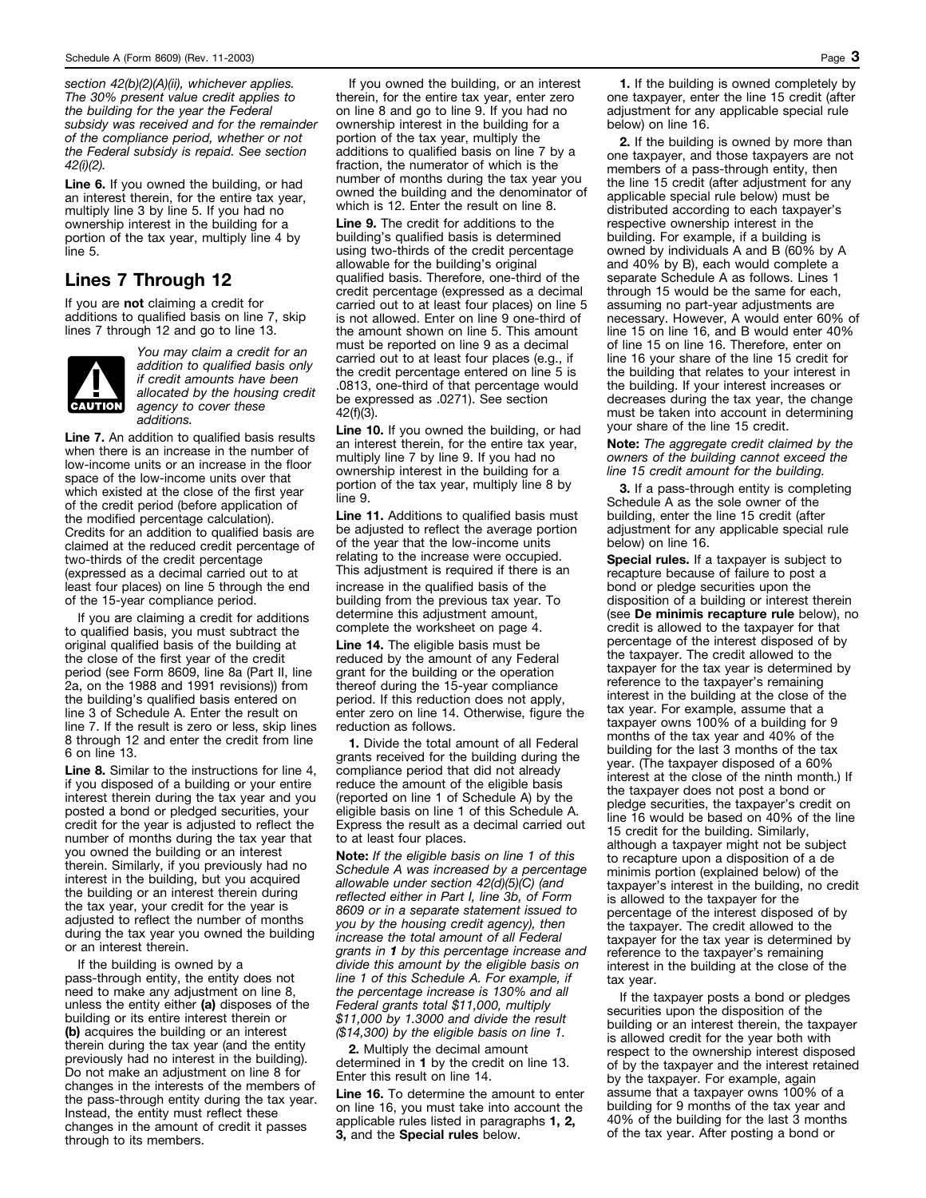*section 42(b)(2)(A)(ii), whichever applies. The 30% present value credit applies to the building for the year the Federal subsidy was received and for the remainder of the compliance period, whether or not the Federal subsidy is repaid. See section 42(i)(2).*

**Line 6.** If you owned the building, or had an interest therein, for the entire tax year, multiply line 3 by line 5. If you had no ownership interest in the building for a portion of the tax year, multiply line 4 by line 5.

## Lines 7 Through 12

If you are **not** claiming a credit for additions to qualified basis on line 7, skip lines 7 through 12 and go to line 13.

**CAUTION** *You may claim a credit for an addition to qualified basis only if credit amounts have been allocated by the housing credit agency to cover these additions.*

**Line 7.** An addition to qualified basis results when there is an increase in the number of low-income units or an increase in the floor space of the low-income units over that which existed at the close of the first year of the credit period (before application of the modified percentage calculation). Credits for an addition to qualified basis are claimed at the reduced credit percentage of two-thirds of the credit percentage (expressed as a decimal carried out to at least four places) on line 5 through the end of the 15-year compliance period.

If you are claiming a credit for additions to qualified basis, you must subtract the original qualified basis of the building at the close of the first year of the credit period (see Form 8609, line 8a (Part II, line 2a, on the 1988 and 1991 revisions)) from the building's qualified basis entered on line 3 of Schedule A. Enter the result on line 7. If the result is zero or less, skip lines 8 through 12 and enter the credit from line 6 on line 13.

**Line 8.** Similar to the instructions for line 4, if you disposed of a building or your entire interest therein during the tax year and you posted a bond or pledged securities, your credit for the year is adjusted to reflect the number of months during the tax year that you owned the building or an interest therein. Similarly, if you previously had no interest in the building, but you acquired the building or an interest therein during the tax year, your credit for the year is adjusted to reflect the number of months during the tax year you owned the building or an interest therein.

If the building is owned by a pass-through entity, the entity does not need to make any adjustment on line 8, unless the entity either **(a)** disposes of the building or its entire interest therein or **(b)** acquires the building or an interest therein during the tax year (and the entity previously had no interest in the building). Do not make an adjustment on line 8 for changes in the interests of the members of the pass-through entity during the tax year. Instead, the entity must reflect these changes in the amount of credit it passes through to its members.

If you owned the building, or an interest therein, for the entire tax year, enter zero on line 8 and go to line 9. If you had no ownership interest in the building for a portion of the tax year, multiply the additions to qualified basis on line 7 by a fraction, the numerator of which is the number of months during the tax year you owned the building and the denominator of which is 12. Enter the result on line 8.

**Line 9.** The credit for additions to the building's qualified basis is determined using two-thirds of the credit percentage allowable for the building's original qualified basis. Therefore, one-third of the credit percentage (expressed as a decimal carried out to at least four places) on line 5 is not allowed. Enter on line 9 one-third of the amount shown on line 5. This amount must be reported on line 9 as a decimal carried out to at least four places (e.g., if the credit percentage entered on line 5 is .0813, one-third of that percentage would be expressed as .0271). See section 42(f)(3).

**Line 10.** If you owned the building, or had an interest therein, for the entire tax year, multiply line 7 by line 9. If you had no ownership interest in the building for a portion of the tax year, multiply line 8 by line 9.

**Line 11.** Additions to qualified basis must be adjusted to reflect the average portion of the year that the low-income units relating to the increase were occupied. This adjustment is required if there is an increase in the qualified basis of the building from the previous tax year. To determine this adjustment amount, complete the worksheet on page 4.

**Line 14.** The eligible basis must be reduced by the amount of any Federal grant for the building or the operation thereof during the 15-year compliance period. If this reduction does not apply, enter zero on line 14. Otherwise, figure the reduction as follows.

**1.** Divide the total amount of all Federal grants received for the building during the compliance period that did not already reduce the amount of the eligible basis (reported on line 1 of Schedule A) by the eligible basis on line 1 of this Schedule A. Express the result as a decimal carried out to at least four places.

**Note:** *If the eligible basis on line 1 of this Schedule A was increased by a percentage allowable under section 42(d)(5)(C) (and reflected either in Part I, line 3b, of Form 8609 or in a separate statement issued to you by the housing credit agency), then increase the total amount of all Federal grants in **1** by this percentage increase and divide this amount by the eligible basis on line 1 of this Schedule A. For example, if the percentage increase is 130% and all Federal grants total $11,000, multiply $11,000 by 1.3000 and divide the result ($14,300) by the eligible basis on line 1.*

**2.** Multiply the decimal amount determined in **1** by the credit on line 13. Enter this result on line 14.

**Line 16.** To determine the amount to enter on line 16, you must take into account the applicable rules listed in paragraphs **1, 2, 3,** and the **Special rules** below.

**1.** If the building is owned completely by one taxpayer, enter the line 15 credit (after adjustment for any applicable special rule below) on line 16.

**2.** If the building is owned by more than one taxpayer, and those taxpayers are not members of a pass-through entity, then the line 15 credit (after adjustment for any applicable special rule below) must be distributed according to each taxpayer's respective ownership interest in the building. For example, if a building is owned by individuals A and B (60% by A and 40% by B), each would complete a separate Schedule A as follows. Lines 1 through 15 would be the same for each, assuming no part-year adjustments are necessary. However, A would enter 60% of line 15 on line 16, and B would enter 40% of line 15 on line 16. Therefore, enter on line 16 your share of the line 15 credit for the building that relates to your interest in the building. If your interest increases or decreases during the tax year, the change must be taken into account in determining your share of the line 15 credit.

**Note:** *The aggregate credit claimed by the owners of the building cannot exceed the line 15 credit amount for the building.*

**3.** If a pass-through entity is completing Schedule A as the sole owner of the building, enter the line 15 credit (after adjustment for any applicable special rule below) on line 16.

**Special rules.** If a taxpayer is subject to recapture because of failure to post a bond or pledge securities upon the disposition of a building or interest therein (see **De minimis recapture rule** below), no credit is allowed to the taxpayer for that percentage of the interest disposed of by the taxpayer. The credit allowed to the taxpayer for the tax year is determined by reference to the taxpayer's remaining interest in the building at the close of the tax year. For example, assume that a taxpayer owns 100% of a building for 9 months of the tax year and 40% of the building for the last 3 months of the tax year. (The taxpayer disposed of a 60% interest at the close of the ninth month.) If the taxpayer does not post a bond or pledge securities, the taxpayer's credit on line 16 would be based on 40% of the line 15 credit for the building. Similarly, although a taxpayer might not be subject to recapture upon a disposition of a de minimis portion (explained below) of the taxpayer's interest in the building, no credit is allowed to the taxpayer for the percentage of the interest disposed of by the taxpayer. The credit allowed to the taxpayer for the tax year is determined by reference to the taxpayer's remaining interest in the building at the close of the tax year.

If the taxpayer posts a bond or pledges securities upon the disposition of the building or an interest therein, the taxpayer is allowed credit for the year both with respect to the ownership interest disposed of by the taxpayer and the interest retained by the taxpayer. For example, again assume that a taxpayer owns 100% of a building for 9 months of the tax year and 40% of the building for the last 3 months of the tax year. After posting a bond or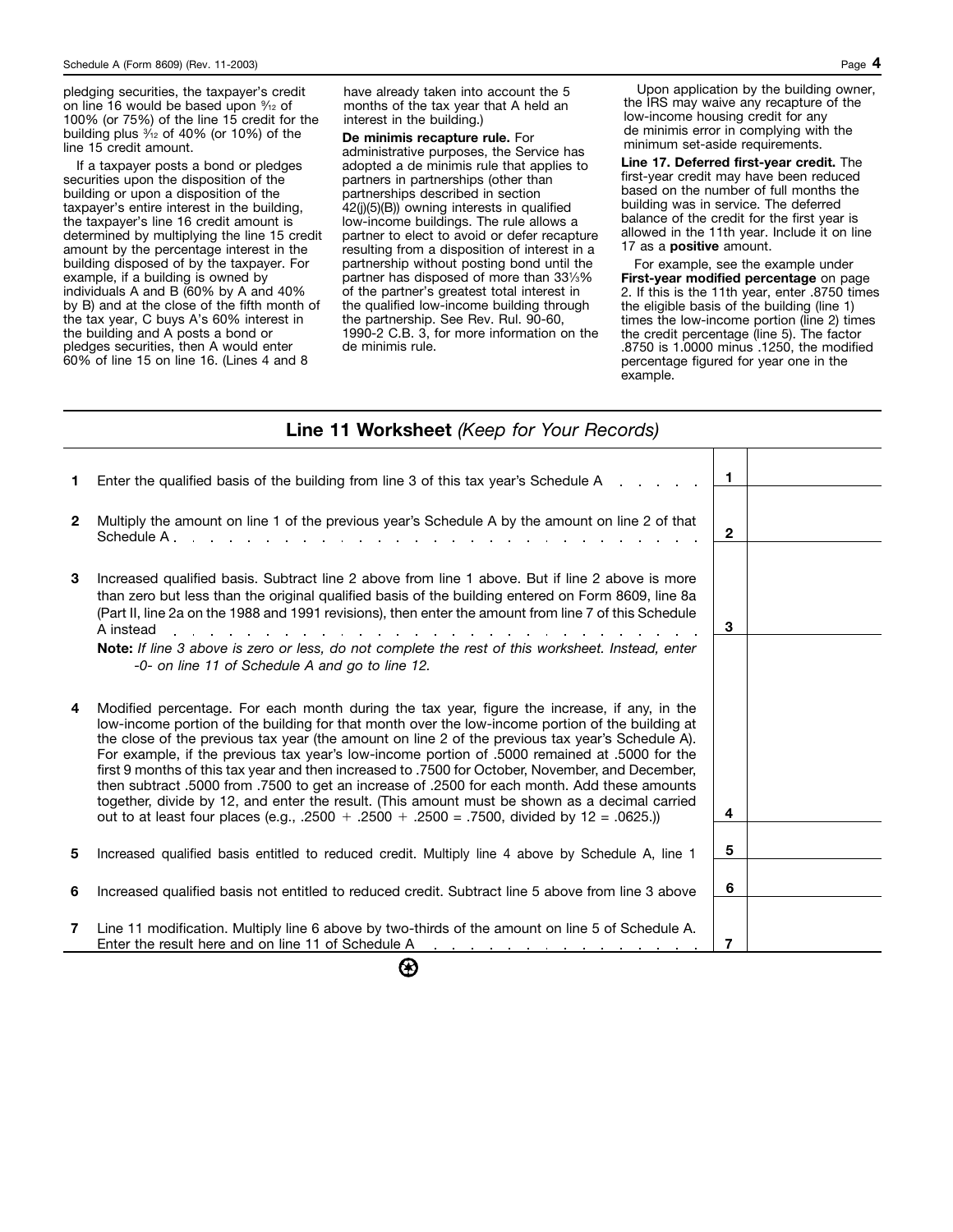pledging securities, the taxpayer's credit on line 16 would be based upon $^9/_{12}$ of 100% (or 75%) of the line 15 credit for the building plus $^3/_{12}$ of 40% (or 10%) of the line 15 credit amount.

If a taxpayer posts a bond or pledges securities upon the disposition of the building or upon a disposition of the taxpayer's entire interest in the building, the taxpayer's line 16 credit amount is determined by multiplying the line 15 credit amount by the percentage interest in the building disposed of by the taxpayer. For example, if a building is owned by individuals A and B (60% by A and 40% by B) and at the close of the fifth month of the tax year, C buys A's 60% interest in the building and A posts a bond or pledges securities, then A would enter 60% of line 15 on line 16. (Lines 4 and 8 have already taken into account the 5 months of the tax year that A held an interest in the building.)

**De minimis recapture rule.** For administrative purposes, the Service has adopted a de minimis rule that applies to partners in partnerships (other than partnerships described in section 42(j)(5)(B)) owning interests in qualified low-income buildings. The rule allows a partner to elect to avoid or defer recapture resulting from a disposition of interest in a partnership without posting bond until the partner has disposed of more than 33⅓% of the partner's greatest total interest in the qualified low-income building through the partnership. See Rev. Rul. 90-60, 1990-2 C.B. 3, for more information on the de minimis rule.

Upon application by the building owner, the IRS may waive any recapture of the low-income housing credit for any de minimis error in complying with the minimum set-aside requirements.

**Line 17. Deferred first-year credit.** The first-year credit may have been reduced based on the number of full months the building was in service. The deferred balance of the credit for the first year is allowed in the 11th year. Include it on line 17 as a **positive** amount.

For example, see the example under **First-year modified percentage** on page 2. If this is the 11th year, enter .8750 times the eligible basis of the building (line 1) times the low-income portion (line 2) times the credit percentage (line 5). The factor .8750 is 1.0000 minus .1250, the modified percentage figured for year one in the example.

## Line 11 Worksheet *(Keep for Your Records)*

| | | | |
|---|---|---|---|
| 1 | Enter the qualified basis of the building from line 3 of this tax year's Schedule A | 1 | |
| 2 | Multiply the amount on line 1 of the previous year's Schedule A by the amount on line 2 of that Schedule A | 2 | |
| 3 | Increased qualified basis. Subtract line 2 above from line 1 above. But if line 2 above is more than zero but less than the original qualified basis of the building entered on Form 8609, line 8a (Part II, line 2a on the 1988 and 1991 revisions), then enter the amount from line 7 of this Schedule A instead<br>**Note:** *If line 3 above is zero or less, do not complete the rest of this worksheet. Instead, enter -0- on line 11 of Schedule A and go to line 12.* | 3 | |
| 4 | Modified percentage. For each month during the tax year, figure the increase, if any, in the low-income portion of the building for that month over the low-income portion of the building at the close of the previous tax year (the amount on line 2 of the previous tax year's Schedule A). For example, if the previous tax year's low-income portion of .5000 remained at .5000 for the first 9 months of this tax year and then increased to .7500 for October, November, and December, then subtract .5000 from .7500 to get an increase of .2500 for each month. Add these amounts together, divide by 12, and enter the result. (This amount must be shown as a decimal carried out to at least four places (e.g., .2500 + .2500 + .2500 = .7500, divided by 12 = .0625.)) | 4 | |
| 5 | Increased qualified basis entitled to reduced credit. Multiply line 4 above by Schedule A, line 1 | 5 | |
| 6 | Increased qualified basis not entitled to reduced credit. Subtract line 5 above from line 3 above | 6 | |
| 7 | Line 11 modification. Multiply line 6 above by two-thirds of the amount on line 5 of Schedule A. Enter the result here and on line 11 of Schedule A | 7 | |